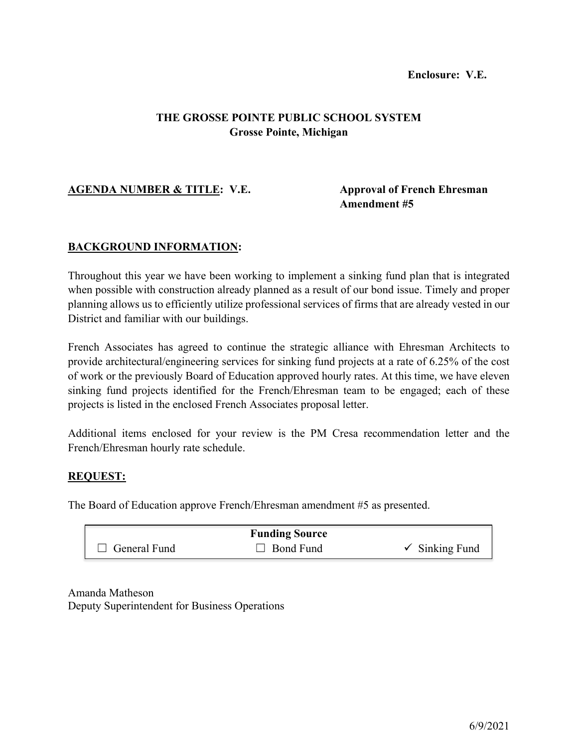**Enclosure: V.E.**

# THE GROSSE POINTE PUBLIC SCHOOL SYSTEM
## Grosse Pointe, Michigan

**AGENDA NUMBER & TITLE: V.E.** **Approval of French Ehresman Amendment #5**

**BACKGROUND INFORMATION:**

Throughout this year we have been working to implement a sinking fund plan that is integrated when possible with construction already planned as a result of our bond issue. Timely and proper planning allows us to efficiently utilize professional services of firms that are already vested in our District and familiar with our buildings.

French Associates has agreed to continue the strategic alliance with Ehresman Architects to provide architectural/engineering services for sinking fund projects at a rate of 6.25% of the cost of work or the previously Board of Education approved hourly rates. At this time, we have eleven sinking fund projects identified for the French/Ehresman team to be engaged; each of these projects is listed in the enclosed French Associates proposal letter.

Additional items enclosed for your review is the PM Cresa recommendation letter and the French/Ehresman hourly rate schedule.

**REQUEST:**

The Board of Education approve French/Ehresman amendment #5 as presented.

| | **Funding Source** | |
|---|---|---|
| ☐ General Fund | ☐ Bond Fund | ✓ Sinking Fund |

Amanda Matheson
Deputy Superintendent for Business Operations

6/9/2021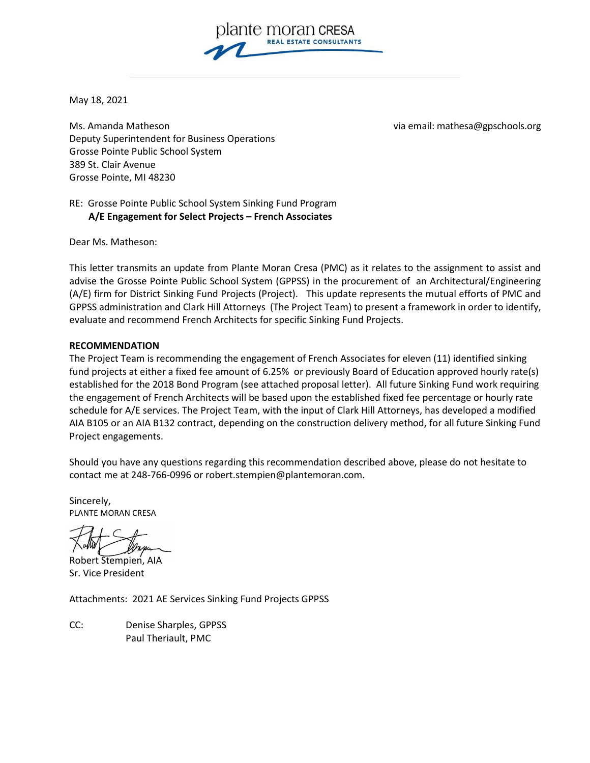plante moran CRESA
REAL ESTATE CONSULTANTS

May 18, 2021

Ms. Amanda Matheson
Deputy Superintendent for Business Operations
Grosse Pointe Public School System
389 St. Clair Avenue
Grosse Pointe, MI 48230

via email: mathesa@gpschools.org

RE: Grosse Pointe Public School System Sinking Fund Program
**A/E Engagement for Select Projects – French Associates**

Dear Ms. Matheson:

This letter transmits an update from Plante Moran Cresa (PMC) as it relates to the assignment to assist and advise the Grosse Pointe Public School System (GPPSS) in the procurement of an Architectural/Engineering (A/E) firm for District Sinking Fund Projects (Project). This update represents the mutual efforts of PMC and GPPSS administration and Clark Hill Attorneys (The Project Team) to present a framework in order to identify, evaluate and recommend French Architects for specific Sinking Fund Projects.

**RECOMMENDATION**

The Project Team is recommending the engagement of French Associates for eleven (11) identified sinking fund projects at either a fixed fee amount of 6.25% or previously Board of Education approved hourly rate(s) established for the 2018 Bond Program (see attached proposal letter). All future Sinking Fund work requiring the engagement of French Architects will be based upon the established fixed fee percentage or hourly rate schedule for A/E services. The Project Team, with the input of Clark Hill Attorneys, has developed a modified AIA B105 or an AIA B132 contract, depending on the construction delivery method, for all future Sinking Fund Project engagements.

Should you have any questions regarding this recommendation described above, please do not hesitate to contact me at 248-766-0996 or robert.stempien@plantemoran.com.

Sincerely,
PLANTE MORAN CRESA

Robert Stempien, AIA
Sr. Vice President

Attachments: 2021 AE Services Sinking Fund Projects GPPSS

CC: Denise Sharples, GPPSS
Paul Theriault, PMC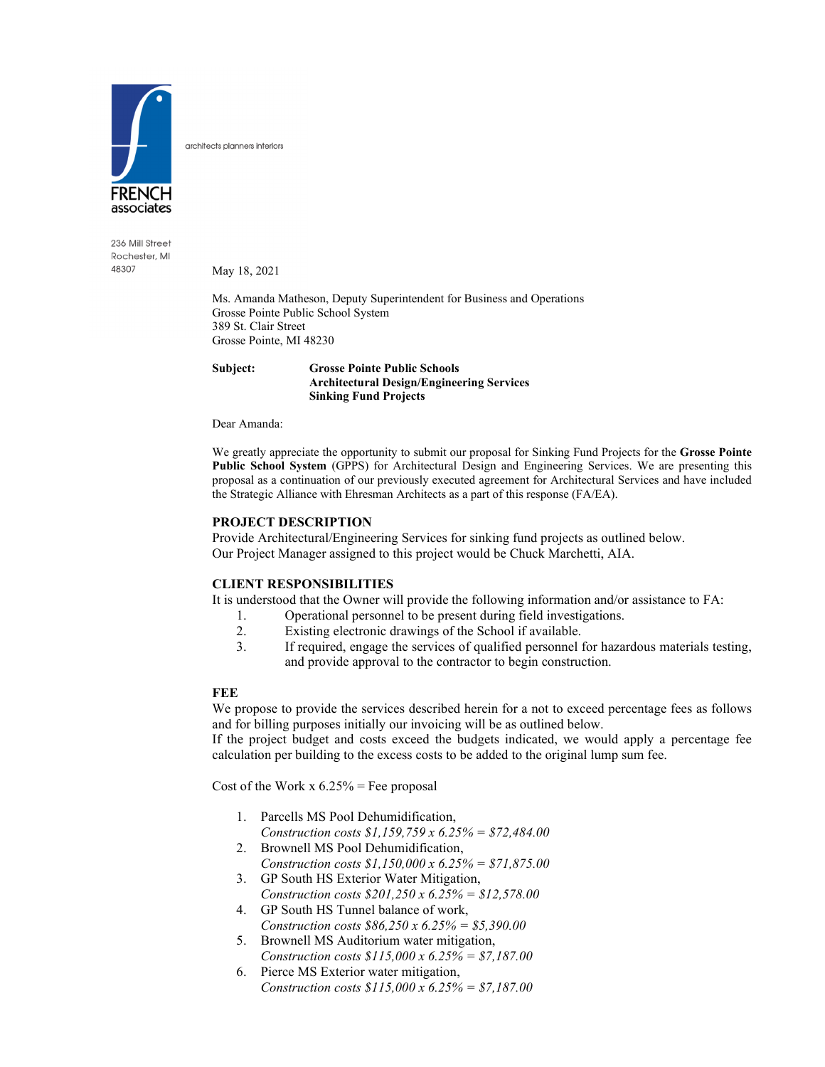FRENCH associates

architects planners interiors

236 Mill Street
Rochester, MI
48307

May 18, 2021

Ms. Amanda Matheson, Deputy Superintendent for Business and Operations
Grosse Pointe Public School System
389 St. Clair Street
Grosse Pointe, MI 48230

**Subject:** **Grosse Pointe Public Schools**
**Architectural Design/Engineering Services**
**Sinking Fund Projects**

Dear Amanda:

We greatly appreciate the opportunity to submit our proposal for Sinking Fund Projects for the **Grosse Pointe Public School System** (GPPS) for Architectural Design and Engineering Services. We are presenting this proposal as a continuation of our previously executed agreement for Architectural Services and have included the Strategic Alliance with Ehresman Architects as a part of this response (FA/EA).

**PROJECT DESCRIPTION**

Provide Architectural/Engineering Services for sinking fund projects as outlined below.
Our Project Manager assigned to this project would be Chuck Marchetti, AIA.

**CLIENT RESPONSIBILITIES**

It is understood that the Owner will provide the following information and/or assistance to FA:

1. Operational personnel to be present during field investigations.
2. Existing electronic drawings of the School if available.
3. If required, engage the services of qualified personnel for hazardous materials testing, and provide approval to the contractor to begin construction.

**FEE**

We propose to provide the services described herein for a not to exceed percentage fees as follows and for billing purposes initially our invoicing will be as outlined below.
If the project budget and costs exceed the budgets indicated, we would apply a percentage fee calculation per building to the excess costs to be added to the original lump sum fee.

Cost of the Work x 6.25% = Fee proposal

1. Parcells MS Pool Dehumidification,
   *Construction costs $1,159,759 x 6.25% = $72,484.00*
2. Brownell MS Pool Dehumidification,
   *Construction costs $1,150,000 x 6.25% = $71,875.00*
3. GP South HS Exterior Water Mitigation,
   *Construction costs $201,250 x 6.25% = $12,578.00*
4. GP South HS Tunnel balance of work,
   *Construction costs $86,250 x 6.25% = $5,390.00*
5. Brownell MS Auditorium water mitigation,
   *Construction costs $115,000 x 6.25% = $7,187.00*
6. Pierce MS Exterior water mitigation,
   *Construction costs $115,000 x 6.25% = $7,187.00*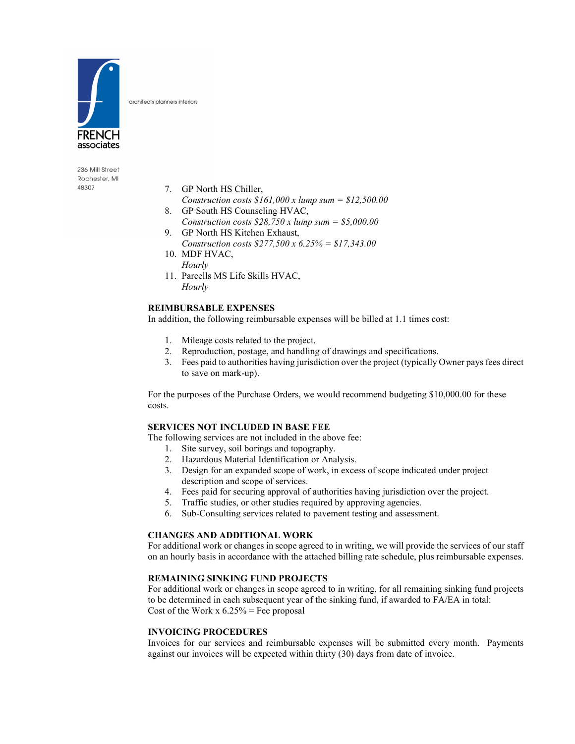architects planners interiors

FRENCH associates

236 Mill Street
Rochester, MI
48307

7. GP North HS Chiller,
   *Construction costs $161,000 x lump sum = $12,500.00*
8. GP South HS Counseling HVAC,
   *Construction costs $28,750 x lump sum = $5,000.00*
9. GP North HS Kitchen Exhaust,
   *Construction costs $277,500 x 6.25% = $17,343.00*
10. MDF HVAC,
    *Hourly*
11. Parcells MS Life Skills HVAC,
    *Hourly*

**REIMBURSABLE EXPENSES**

In addition, the following reimbursable expenses will be billed at 1.1 times cost:

1. Mileage costs related to the project.
2. Reproduction, postage, and handling of drawings and specifications.
3. Fees paid to authorities having jurisdiction over the project (typically Owner pays fees direct to save on mark-up).

For the purposes of the Purchase Orders, we would recommend budgeting $10,000.00 for these costs.

**SERVICES NOT INCLUDED IN BASE FEE**

The following services are not included in the above fee:

1. Site survey, soil borings and topography.
2. Hazardous Material Identification or Analysis.
3. Design for an expanded scope of work, in excess of scope indicated under project description and scope of services.
4. Fees paid for securing approval of authorities having jurisdiction over the project.
5. Traffic studies, or other studies required by approving agencies.
6. Sub-Consulting services related to pavement testing and assessment.

**CHANGES AND ADDITIONAL WORK**

For additional work or changes in scope agreed to in writing, we will provide the services of our staff on an hourly basis in accordance with the attached billing rate schedule, plus reimbursable expenses.

**REMAINING SINKING FUND PROJECTS**

For additional work or changes in scope agreed to in writing, for all remaining sinking fund projects to be determined in each subsequent year of the sinking fund, if awarded to FA/EA in total:
Cost of the Work x 6.25% = Fee proposal

**INVOICING PROCEDURES**

Invoices for our services and reimbursable expenses will be submitted every month. Payments against our invoices will be expected within thirty (30) days from date of invoice.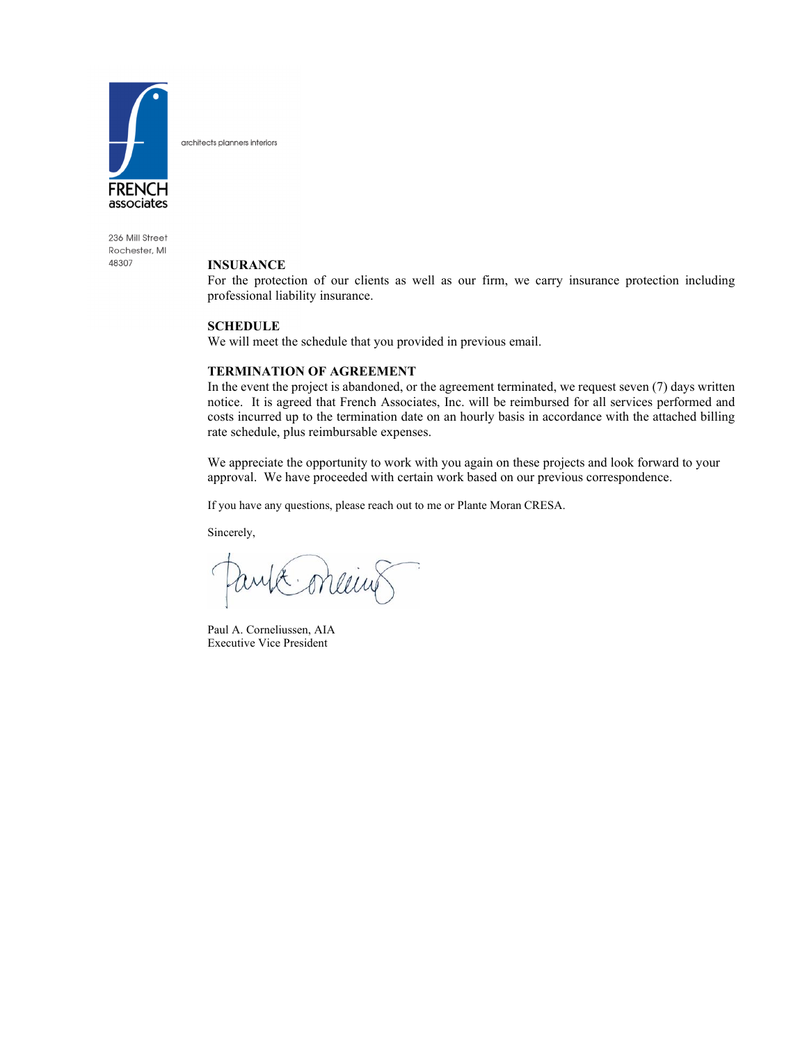FRENCH associates

architects planners interiors

236 Mill Street
Rochester, MI
48307

**INSURANCE**
For the protection of our clients as well as our firm, we carry insurance protection including professional liability insurance.

**SCHEDULE**
We will meet the schedule that you provided in previous email.

**TERMINATION OF AGREEMENT**
In the event the project is abandoned, or the agreement terminated, we request seven (7) days written notice. It is agreed that French Associates, Inc. will be reimbursed for all services performed and costs incurred up to the termination date on an hourly basis in accordance with the attached billing rate schedule, plus reimbursable expenses.

We appreciate the opportunity to work with you again on these projects and look forward to your approval. We have proceeded with certain work based on our previous correspondence.

If you have any questions, please reach out to me or Plante Moran CRESA.

Sincerely,

Paul A. Corneliussen, AIA
Executive Vice President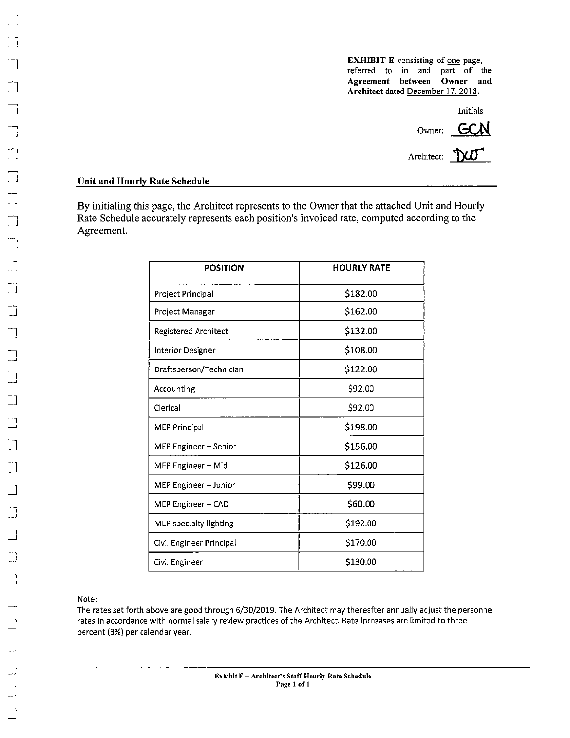**EXHIBIT E** consisting of one page, referred to in and part of the **Agreement between Owner and Architect** dated December 17, 2018.

Initials

Owner: GCN

Architect: DW

## Unit and Hourly Rate Schedule

By initialing this page, the Architect represents to the Owner that the attached Unit and Hourly Rate Schedule accurately represents each position's invoiced rate, computed according to the Agreement.

| POSITION | HOURLY RATE |
|---|---|
| Project Principal | $182.00 |
| Project Manager | $162.00 |
| Registered Architect | $132.00 |
| Interior Designer | $108.00 |
| Draftsperson/Technician | $122.00 |
| Accounting | $92.00 |
| Clerical | $92.00 |
| MEP Principal | $198.00 |
| MEP Engineer – Senior | $156.00 |
| MEP Engineer – Mid | $126.00 |
| MEP Engineer – Junior | $99.00 |
| MEP Engineer – CAD | $60.00 |
| MEP specialty lighting | $192.00 |
| Civil Engineer Principal | $170.00 |
| Civil Engineer | $130.00 |

Note:
The rates set forth above are good through 6/30/2019. The Architect may thereafter annually adjust the personnel rates in accordance with normal salary review practices of the Architect. Rate increases are limited to three percent (3%) per calendar year.

**Exhibit E – Architect's Staff Hourly Rate Schedule**